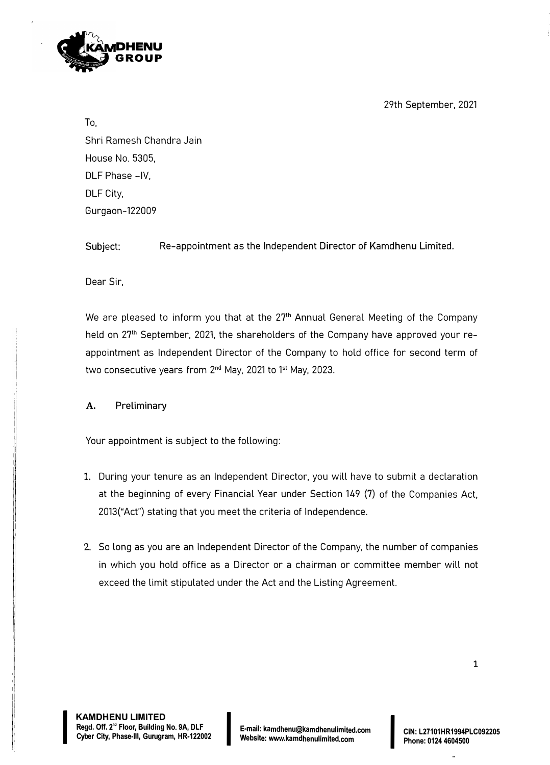29th September, 2021

To,
Shri Ramesh Chandra Jain
House No. 5305,
DLF Phase -IV,
DLF City,
Gurgaon-122009

**Subject:** Re-appointment as the Independent Director of Kamdhenu Limited.

Dear Sir,

We are pleased to inform you that at the 27th Annual General Meeting of the Company held on 27th September, 2021, the shareholders of the Company have approved your re-appointment as Independent Director of the Company to hold office for second term of two consecutive years from 2nd May, 2021 to 1st May, 2023.

## A. Preliminary

Your appointment is subject to the following:

1. During your tenure as an Independent Director, you will have to submit a declaration at the beginning of every Financial Year under Section 149 (7) of the Companies Act, 2013("Act") stating that you meet the criteria of Independence.

2. So long as you are an Independent Director of the Company, the number of companies in which you hold office as a Director or a chairman or committee member will not exceed the limit stipulated under the Act and the Listing Agreement.

**KAMDHENU LIMITED**
Regd. Off. 2nd Floor, Building No. 9A, DLF Cyber City, Phase-III, Gurugram, HR-122002

E-mail: kamdhenu@kamdhenulimited.com
Website: www.kamdhenulimited.com

CIN: L27101HR1994PLC092205
Phone: 0124 4604500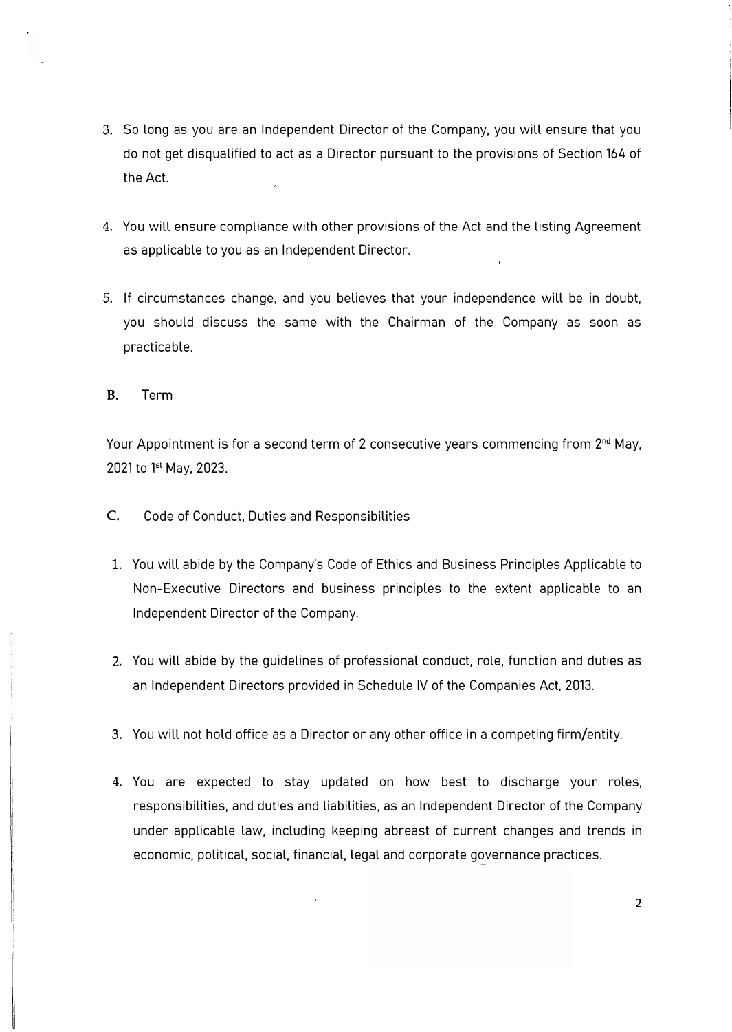3. So long as you are an Independent Director of the Company, you will ensure that you do not get disqualified to act as a Director pursuant to the provisions of Section 164 of the Act.

4. You will ensure compliance with other provisions of the Act and the listing Agreement as applicable to you as an Independent Director.

5. If circumstances change, and you believes that your independence will be in doubt, you should discuss the same with the Chairman of the Company as soon as practicable.

**B.** Term

Your Appointment is for a second term of 2 consecutive years commencing from 2nd May, 2021 to 1st May, 2023.

**C.** Code of Conduct, Duties and Responsibilities

1. You will abide by the Company's Code of Ethics and Business Principles Applicable to Non-Executive Directors and business principles to the extent applicable to an Independent Director of the Company.

2. You will abide by the guidelines of professional conduct, role, function and duties as an Independent Directors provided in Schedule IV of the Companies Act, 2013.

3. You will not hold office as a Director or any other office in a competing firm/entity.

4. You are expected to stay updated on how best to discharge your roles, responsibilities, and duties and liabilities, as an Independent Director of the Company under applicable law, including keeping abreast of current changes and trends in economic, political, social, financial, legal and corporate governance practices.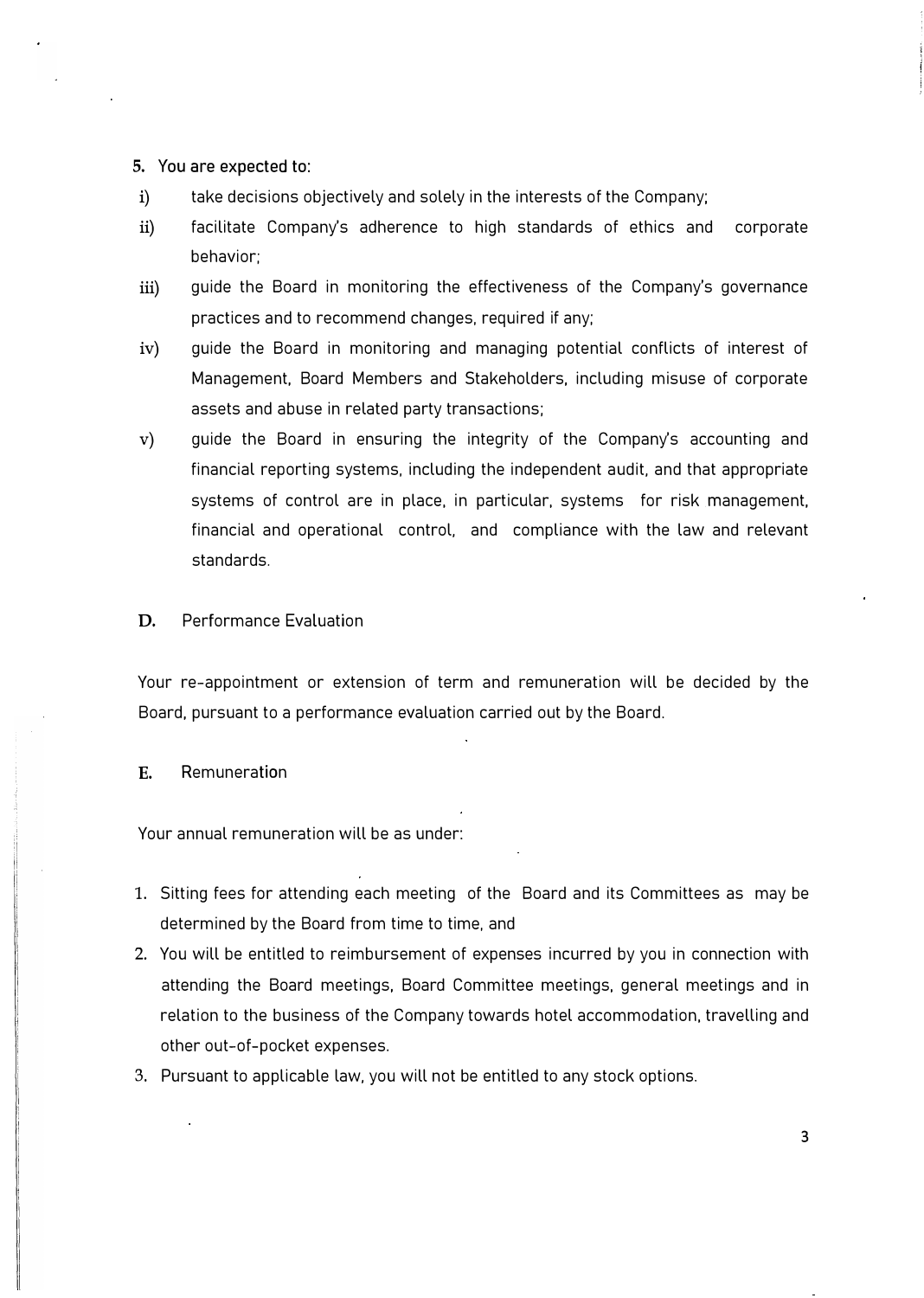**5. You are expected to:**

i) take decisions objectively and solely in the interests of the Company;

ii) facilitate Company's adherence to high standards of ethics and corporate behavior;

iii) guide the Board in monitoring the effectiveness of the Company's governance practices and to recommend changes, required if any;

iv) guide the Board in monitoring and managing potential conflicts of interest of Management, Board Members and Stakeholders, including misuse of corporate assets and abuse in related party transactions;

v) guide the Board in ensuring the integrity of the Company's accounting and financial reporting systems, including the independent audit, and that appropriate systems of control are in place, in particular, systems for risk management, financial and operational control, and compliance with the law and relevant standards.

## D. Performance Evaluation

Your re-appointment or extension of term and remuneration will be decided by the Board, pursuant to a performance evaluation carried out by the Board.

## E. Remuneration

Your annual remuneration will be as under:

1. Sitting fees for attending each meeting of the Board and its Committees as may be determined by the Board from time to time, and
2. You will be entitled to reimbursement of expenses incurred by you in connection with attending the Board meetings, Board Committee meetings, general meetings and in relation to the business of the Company towards hotel accommodation, travelling and other out-of-pocket expenses.
3. Pursuant to applicable law, you will not be entitled to any stock options.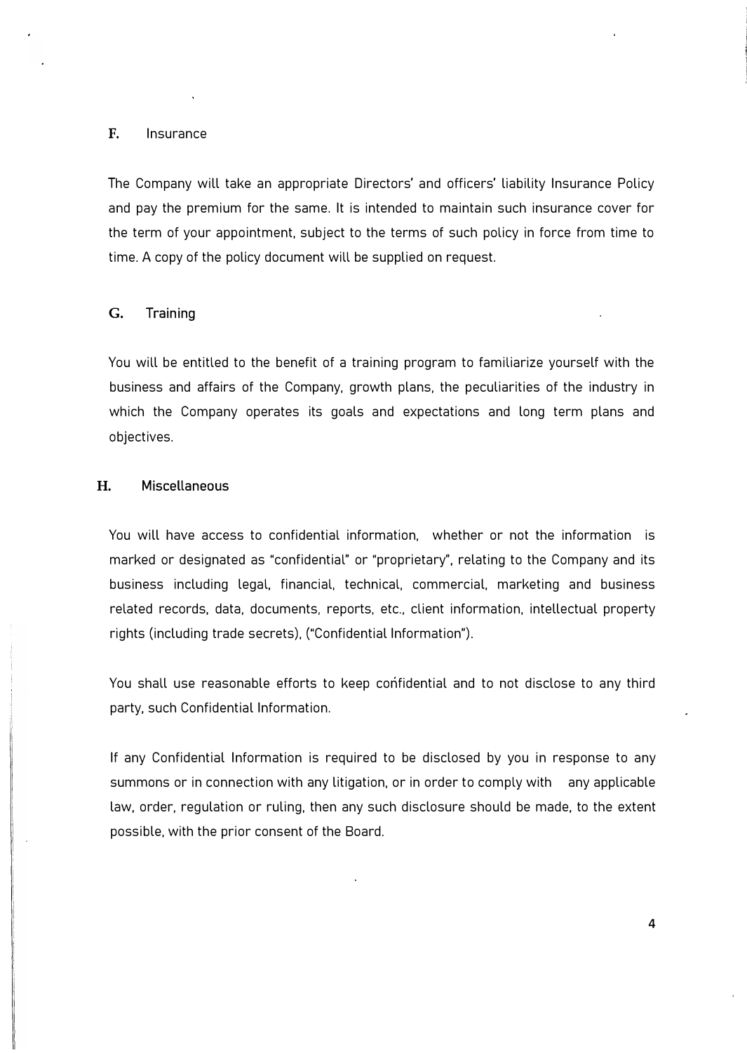## F. Insurance

The Company will take an appropriate Directors' and officers' liability Insurance Policy and pay the premium for the same. It is intended to maintain such insurance cover for the term of your appointment, subject to the terms of such policy in force from time to time. A copy of the policy document will be supplied on request.

## G. Training

You will be entitled to the benefit of a training program to familiarize yourself with the business and affairs of the Company, growth plans, the peculiarities of the industry in which the Company operates its goals and expectations and long term plans and objectives.

## H. Miscellaneous

You will have access to confidential information, whether or not the information is marked or designated as "confidential" or "proprietary", relating to the Company and its business including legal, financial, technical, commercial, marketing and business related records, data, documents, reports, etc., client information, intellectual property rights (including trade secrets), ("Confidential Information").

You shall use reasonable efforts to keep confidential and to not disclose to any third party, such Confidential Information.

If any Confidential Information is required to be disclosed by you in response to any summons or in connection with any litigation, or in order to comply with any applicable law, order, regulation or ruling, then any such disclosure should be made, to the extent possible, with the prior consent of the Board.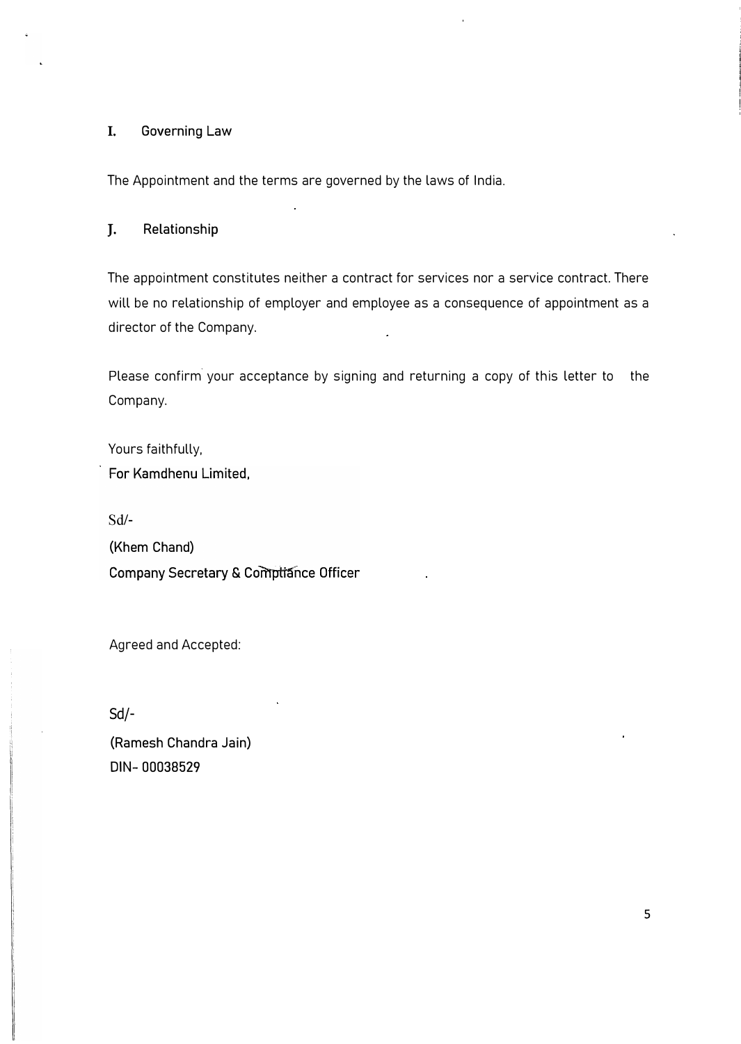## I. Governing Law

The Appointment and the terms are governed by the laws of India.

## J. Relationship

The appointment constitutes neither a contract for services nor a service contract. There will be no relationship of employer and employee as a consequence of appointment as a director of the Company.

Please confirm your acceptance by signing and returning a copy of this letter to the Company.

Yours faithfully,
**For Kamdhenu Limited,**

Sd/-
**(Khem Chand)**
**Company Secretary & Compliance Officer**

Agreed and Accepted:

Sd/-
**(Ramesh Chandra Jain)**
**DIN- 00038529**